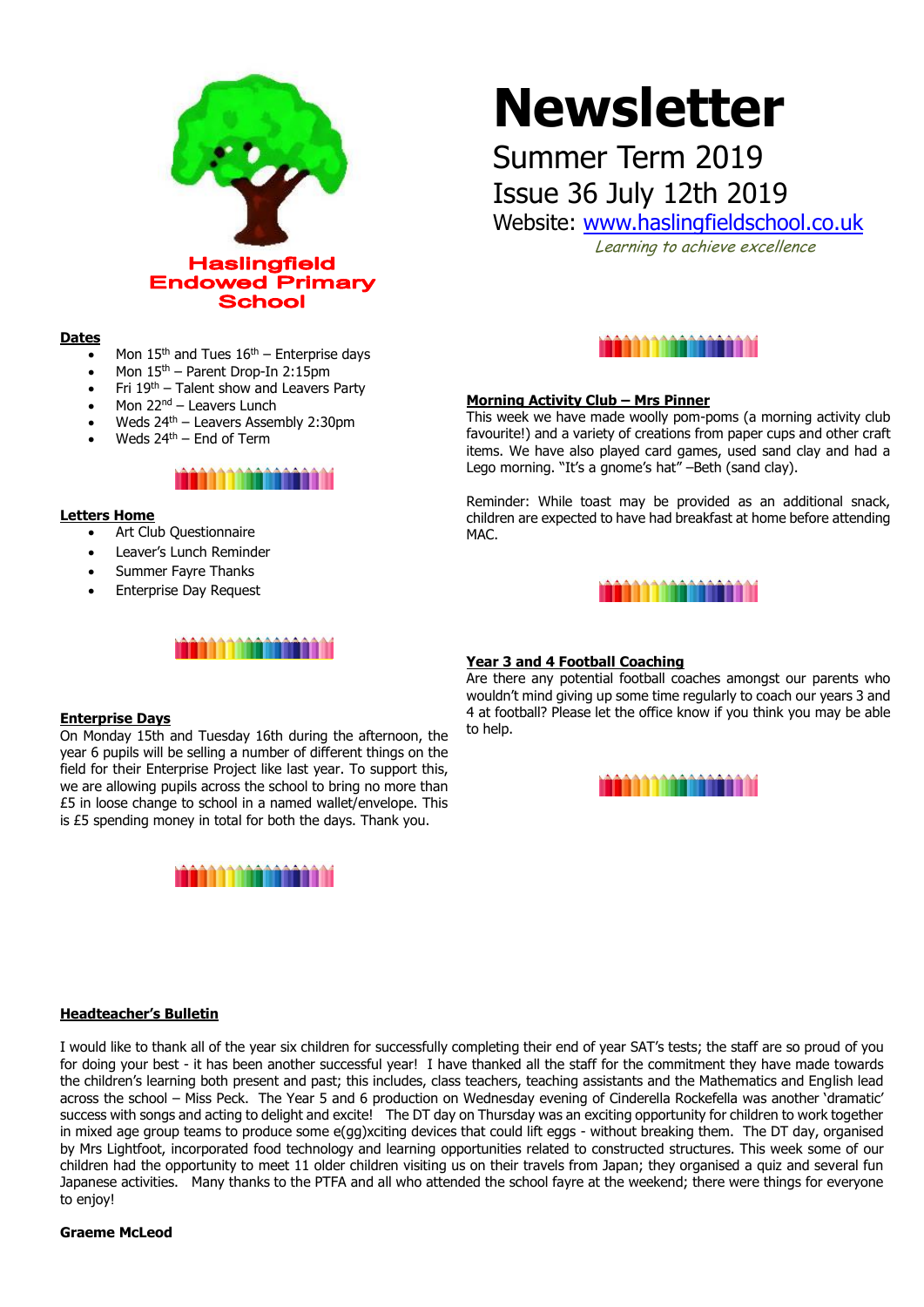**Haslingfield Endowed Primary School**

# Newsletter

## Summer Term 2019

## Issue 36 July 12th 2019

Website: [www.haslingfieldschool.co.uk](http://www.haslingfieldschool.co.uk)

*Learning to achieve excellence*

### Dates

- Mon 15th and Tues 16th – Enterprise days
- Mon 15th – Parent Drop-In 2:15pm
- Fri 19th – Talent show and Leavers Party
- Mon 22nd – Leavers Lunch
- Weds 24th – Leavers Assembly 2:30pm
- Weds 24th – End of Term

### Letters Home

- Art Club Questionnaire
- Leaver's Lunch Reminder
- Summer Fayre Thanks
- Enterprise Day Request

### Enterprise Days

On Monday 15th and Tuesday 16th during the afternoon, the year 6 pupils will be selling a number of different things on the field for their Enterprise Project like last year. To support this, we are allowing pupils across the school to bring no more than £5 in loose change to school in a named wallet/envelope. This is £5 spending money in total for both the days. Thank you.

### Morning Activity Club – Mrs Pinner

This week we have made woolly pom-poms (a morning activity club favourite!) and a variety of creations from paper cups and other craft items. We have also played card games, used sand clay and had a Lego morning. "It's a gnome's hat" –Beth (sand clay).

Reminder: While toast may be provided as an additional snack, children are expected to have had breakfast at home before attending MAC.

### Year 3 and 4 Football Coaching

Are there any potential football coaches amongst our parents who wouldn't mind giving up some time regularly to coach our years 3 and 4 at football? Please let the office know if you think you may be able to help.

### Headteacher's Bulletin

I would like to thank all of the year six children for successfully completing their end of year SAT's tests; the staff are so proud of you for doing your best - it has been another successful year! I have thanked all the staff for the commitment they have made towards the children's learning both present and past; this includes, class teachers, teaching assistants and the Mathematics and English lead across the school – Miss Peck. The Year 5 and 6 production on Wednesday evening of Cinderella Rockefella was another 'dramatic' success with songs and acting to delight and excite! The DT day on Thursday was an exciting opportunity for children to work together in mixed age group teams to produce some e(gg)xciting devices that could lift eggs - without breaking them. The DT day, organised by Mrs Lightfoot, incorporated food technology and learning opportunities related to constructed structures. This week some of our children had the opportunity to meet 11 older children visiting us on their travels from Japan; they organised a quiz and several fun Japanese activities. Many thanks to the PTFA and all who attended the school fayre at the weekend; there were things for everyone to enjoy!

**Graeme McLeod**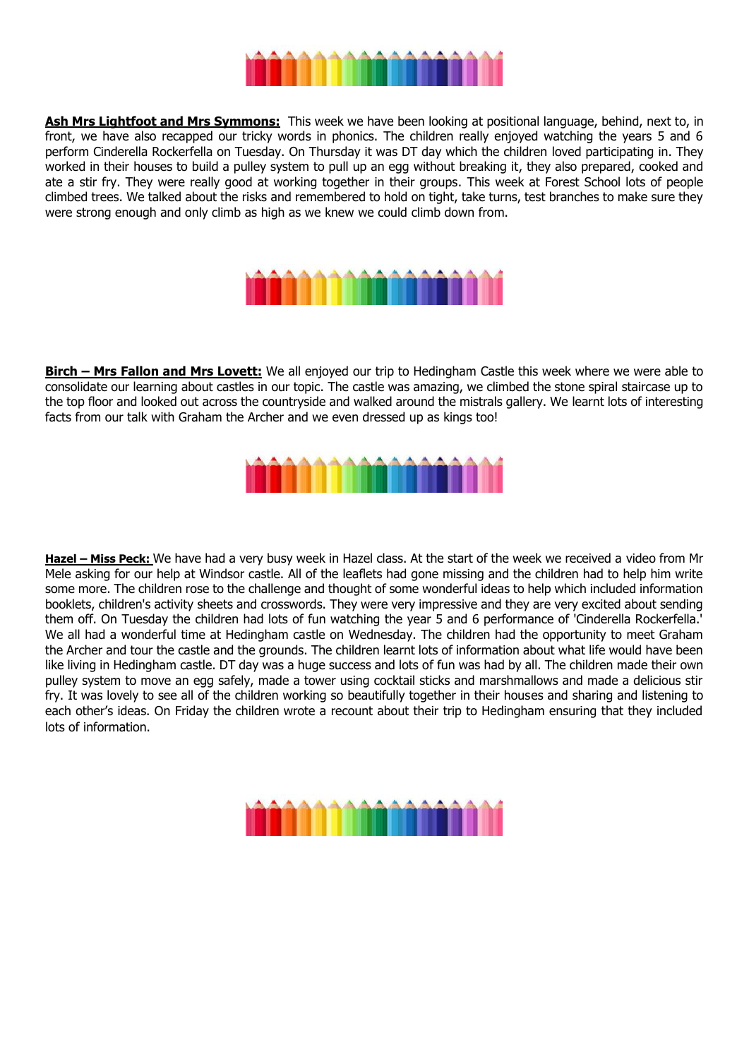**Ash Mrs Lightfoot and Mrs Symmons:** This week we have been looking at positional language, behind, next to, in front, we have also recapped our tricky words in phonics. The children really enjoyed watching the years 5 and 6 perform Cinderella Rockerfella on Tuesday. On Thursday it was DT day which the children loved participating in. They worked in their houses to build a pulley system to pull up an egg without breaking it, they also prepared, cooked and ate a stir fry. They were really good at working together in their groups. This week at Forest School lots of people climbed trees. We talked about the risks and remembered to hold on tight, take turns, test branches to make sure they were strong enough and only climb as high as we knew we could climb down from.

**Birch – Mrs Fallon and Mrs Lovett:** We all enjoyed our trip to Hedingham Castle this week where we were able to consolidate our learning about castles in our topic. The castle was amazing, we climbed the stone spiral staircase up to the top floor and looked out across the countryside and walked around the mistrals gallery. We learnt lots of interesting facts from our talk with Graham the Archer and we even dressed up as kings too!

**Hazel – Miss Peck:** We have had a very busy week in Hazel class. At the start of the week we received a video from Mr Mele asking for our help at Windsor castle. All of the leaflets had gone missing and the children had to help him write some more. The children rose to the challenge and thought of some wonderful ideas to help which included information booklets, children's activity sheets and crosswords. They were very impressive and they are very excited about sending them off. On Tuesday the children had lots of fun watching the year 5 and 6 performance of 'Cinderella Rockerfella.' We all had a wonderful time at Hedingham castle on Wednesday. The children had the opportunity to meet Graham the Archer and tour the castle and the grounds. The children learnt lots of information about what life would have been like living in Hedingham castle. DT day was a huge success and lots of fun was had by all. The children made their own pulley system to move an egg safely, made a tower using cocktail sticks and marshmallows and made a delicious stir fry. It was lovely to see all of the children working so beautifully together in their houses and sharing and listening to each other's ideas. On Friday the children wrote a recount about their trip to Hedingham ensuring that they included lots of information.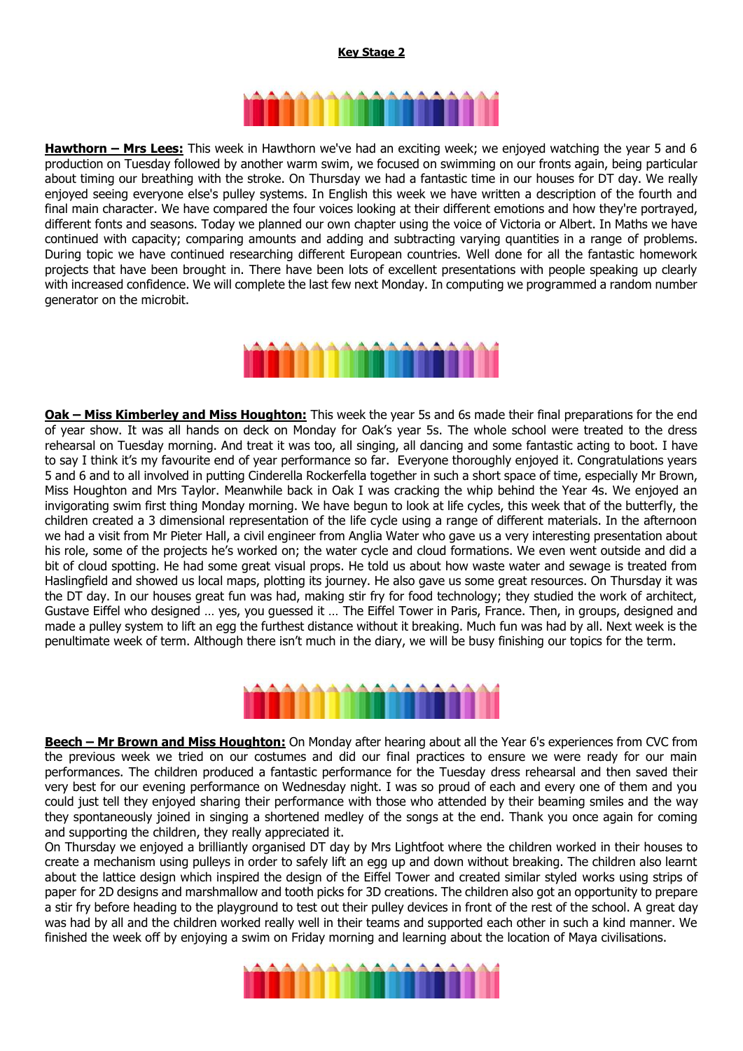**Key Stage 2**

**Hawthorn – Mrs Lees:** This week in Hawthorn we've had an exciting week; we enjoyed watching the year 5 and 6 production on Tuesday followed by another warm swim, we focused on swimming on our fronts again, being particular about timing our breathing with the stroke. On Thursday we had a fantastic time in our houses for DT day. We really enjoyed seeing everyone else's pulley systems. In English this week we have written a description of the fourth and final main character. We have compared the four voices looking at their different emotions and how they're portrayed, different fonts and seasons. Today we planned our own chapter using the voice of Victoria or Albert. In Maths we have continued with capacity; comparing amounts and adding and subtracting varying quantities in a range of problems. During topic we have continued researching different European countries. Well done for all the fantastic homework projects that have been brought in. There have been lots of excellent presentations with people speaking up clearly with increased confidence. We will complete the last few next Monday. In computing we programmed a random number generator on the microbit.

**Oak – Miss Kimberley and Miss Houghton:** This week the year 5s and 6s made their final preparations for the end of year show. It was all hands on deck on Monday for Oak's year 5s. The whole school were treated to the dress rehearsal on Tuesday morning. And treat it was too, all singing, all dancing and some fantastic acting to boot. I have to say I think it's my favourite end of year performance so far. Everyone thoroughly enjoyed it. Congratulations years 5 and 6 and to all involved in putting Cinderella Rockerfella together in such a short space of time, especially Mr Brown, Miss Houghton and Mrs Taylor. Meanwhile back in Oak I was cracking the whip behind the Year 4s. We enjoyed an invigorating swim first thing Monday morning. We have begun to look at life cycles, this week that of the butterfly, the children created a 3 dimensional representation of the life cycle using a range of different materials. In the afternoon we had a visit from Mr Pieter Hall, a civil engineer from Anglia Water who gave us a very interesting presentation about his role, some of the projects he's worked on; the water cycle and cloud formations. We even went outside and did a bit of cloud spotting. He had some great visual props. He told us about how waste water and sewage is treated from Haslingfield and showed us local maps, plotting its journey. He also gave us some great resources. On Thursday it was the DT day. In our houses great fun was had, making stir fry for food technology; they studied the work of architect, Gustave Eiffel who designed … yes, you guessed it … The Eiffel Tower in Paris, France. Then, in groups, designed and made a pulley system to lift an egg the furthest distance without it breaking. Much fun was had by all. Next week is the penultimate week of term. Although there isn't much in the diary, we will be busy finishing our topics for the term.

**Beech – Mr Brown and Miss Houghton:** On Monday after hearing about all the Year 6's experiences from CVC from the previous week we tried on our costumes and did our final practices to ensure we were ready for our main performances. The children produced a fantastic performance for the Tuesday dress rehearsal and then saved their very best for our evening performance on Wednesday night. I was so proud of each and every one of them and you could just tell they enjoyed sharing their performance with those who attended by their beaming smiles and the way they spontaneously joined in singing a shortened medley of the songs at the end. Thank you once again for coming and supporting the children, they really appreciated it.

On Thursday we enjoyed a brilliantly organised DT day by Mrs Lightfoot where the children worked in their houses to create a mechanism using pulleys in order to safely lift an egg up and down without breaking. The children also learnt about the lattice design which inspired the design of the Eiffel Tower and created similar styled works using strips of paper for 2D designs and marshmallow and tooth picks for 3D creations. The children also got an opportunity to prepare a stir fry before heading to the playground to test out their pulley devices in front of the rest of the school. A great day was had by all and the children worked really well in their teams and supported each other in such a kind manner. We finished the week off by enjoying a swim on Friday morning and learning about the location of Maya civilisations.